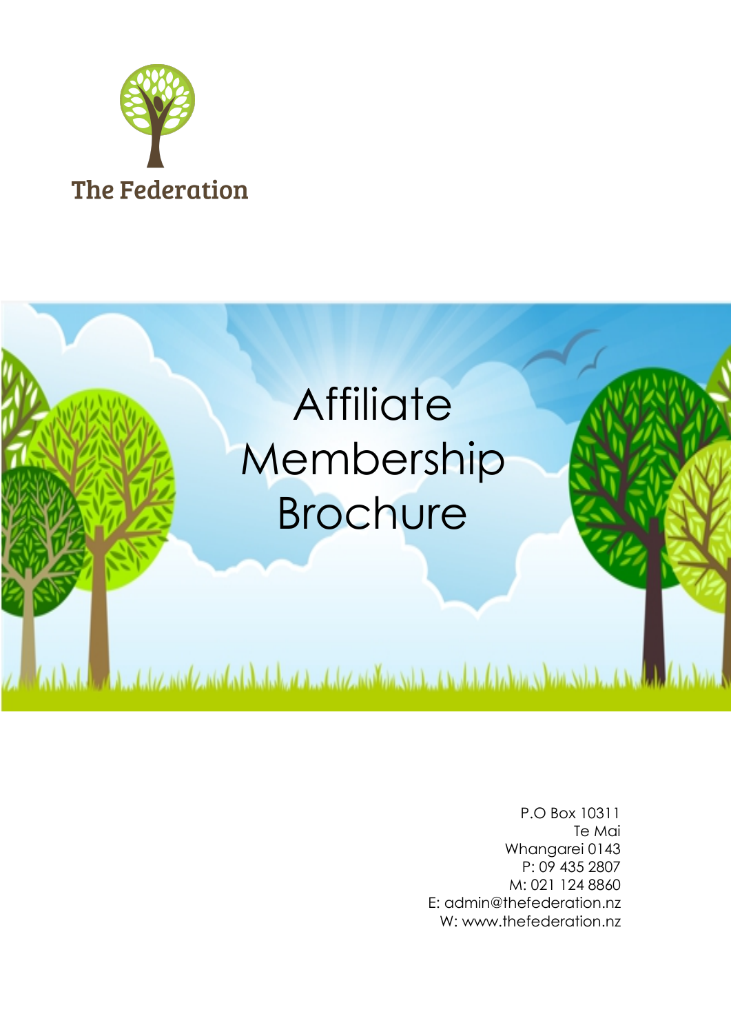The Federation

# Affiliate Membership Brochure

P.O Box 10311
Te Mai
Whangarei 0143
P: 09 435 2807
M: 021 124 8860
E: admin@thefederation.nz
W: www.thefederation.nz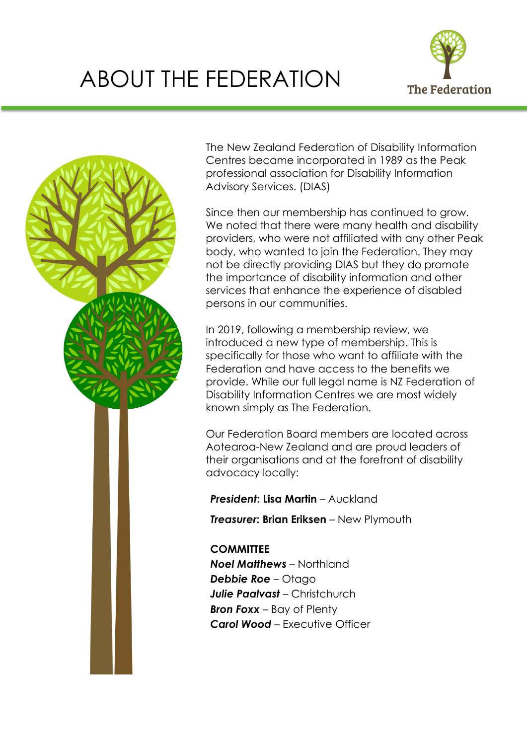# ABOUT THE FEDERATION

The New Zealand Federation of Disability Information Centres became incorporated in 1989 as the Peak professional association for Disability Information Advisory Services. (DIAS)

Since then our membership has continued to grow. We noted that there were many health and disability providers, who were not affiliated with any other Peak body, who wanted to join the Federation. They may not be directly providing DIAS but they do promote the importance of disability information and other services that enhance the experience of disabled persons in our communities.

In 2019, following a membership review, we introduced a new type of membership. This is specifically for those who want to affiliate with the Federation and have access to the benefits we provide. While our full legal name is NZ Federation of Disability Information Centres we are most widely known simply as The Federation.

Our Federation Board members are located across Aotearoa-New Zealand and are proud leaders of their organisations and at the forefront of disability advocacy locally:

***President*: Lisa Martin** – Auckland

***Treasurer*: Brian Eriksen** – New Plymouth

**COMMITTEE**
***Noel Matthews*** – Northland
***Debbie Roe*** – Otago
***Julie Paalvast*** – Christchurch
***Bron Foxx*** – Bay of Plenty
***Carol Wood*** – Executive Officer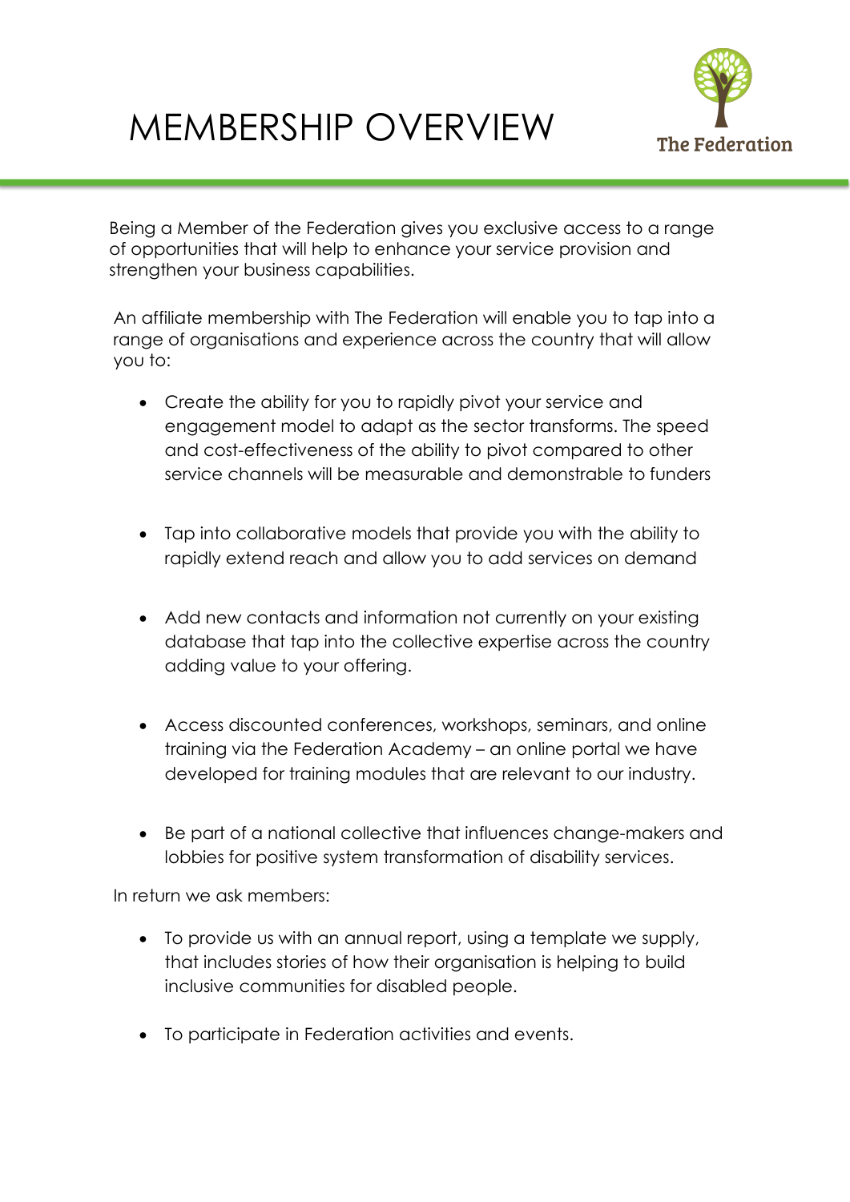# MEMBERSHIP OVERVIEW

The Federation

Being a Member of the Federation gives you exclusive access to a range of opportunities that will help to enhance your service provision and strengthen your business capabilities.

An affiliate membership with The Federation will enable you to tap into a range of organisations and experience across the country that will allow you to:

- Create the ability for you to rapidly pivot your service and engagement model to adapt as the sector transforms. The speed and cost-effectiveness of the ability to pivot compared to other service channels will be measurable and demonstrable to funders
- Tap into collaborative models that provide you with the ability to rapidly extend reach and allow you to add services on demand
- Add new contacts and information not currently on your existing database that tap into the collective expertise across the country adding value to your offering.
- Access discounted conferences, workshops, seminars, and online training via the Federation Academy – an online portal we have developed for training modules that are relevant to our industry.
- Be part of a national collective that influences change-makers and lobbies for positive system transformation of disability services.

In return we ask members:

- To provide us with an annual report, using a template we supply, that includes stories of how their organisation is helping to build inclusive communities for disabled people.
- To participate in Federation activities and events.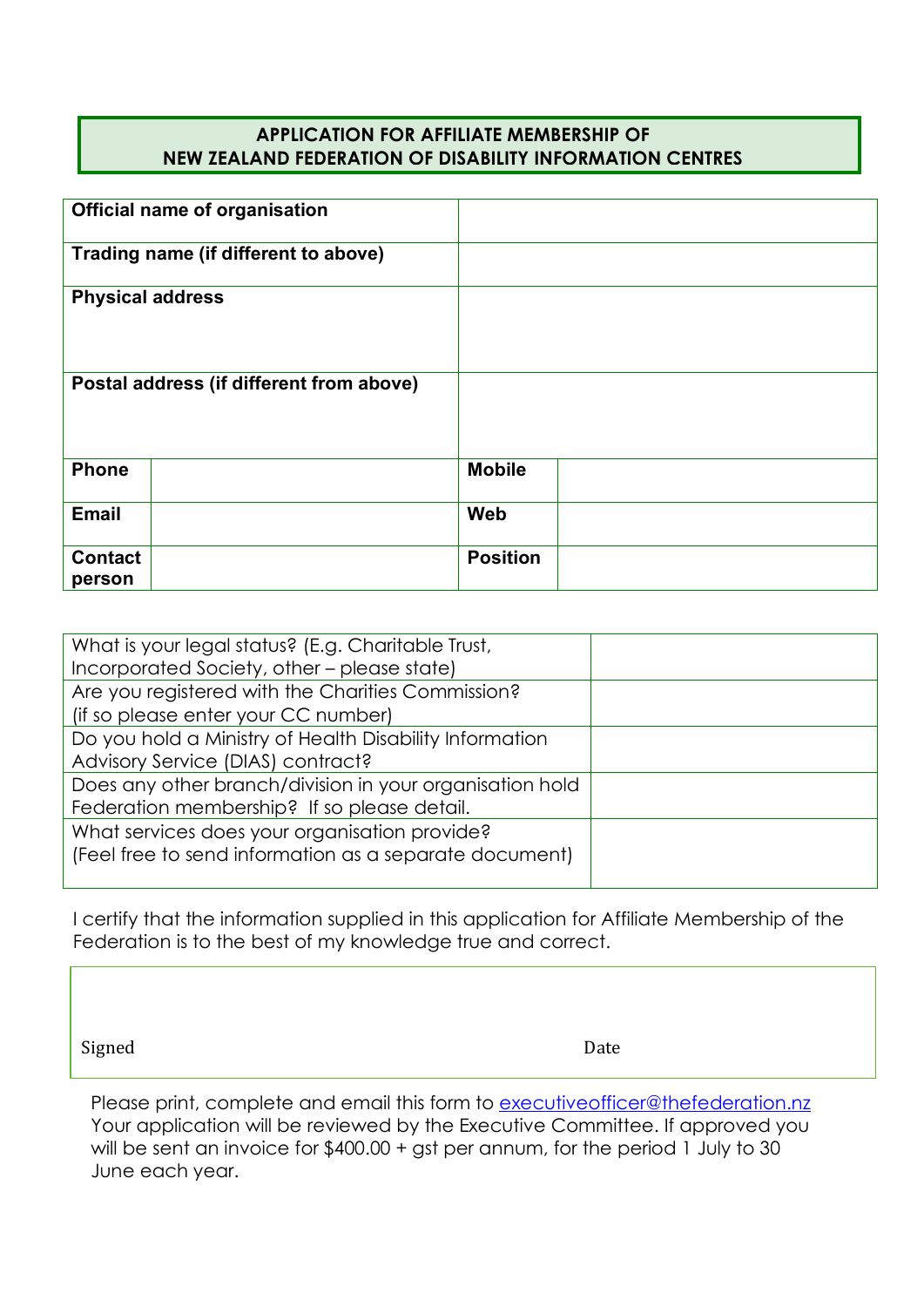**APPLICATION FOR AFFILIATE MEMBERSHIP OF NEW ZEALAND FEDERATION OF DISABILITY INFORMATION CENTRES**

| | | | |
|---|---|---|---|
| **Official name of organisation** | | | |
| **Trading name (if different to above)** | | | |
| **Physical address** | | | |
| **Postal address (if different from above)** | | | |
| **Phone** | | **Mobile** | |
| **Email** | | **Web** | |
| **Contact person** | | **Position** | |

| | |
|---|---|
| What is your legal status? (E.g. Charitable Trust, Incorporated Society, other – please state) | |
| Are you registered with the Charities Commission? (if so please enter your CC number) | |
| Do you hold a Ministry of Health Disability Information Advisory Service (DIAS) contract? | |
| Does any other branch/division in your organisation hold Federation membership? If so please detail. | |
| What services does your organisation provide? (Feel free to send information as a separate document) | |

I certify that the information supplied in this application for Affiliate Membership of the Federation is to the best of my knowledge true and correct.

Signed                                        Date

Please print, complete and email this form to executiveofficer@thefederation.nz
Your application will be reviewed by the Executive Committee. If approved you will be sent an invoice for $400.00 + gst per annum, for the period 1 July to 30 June each year.